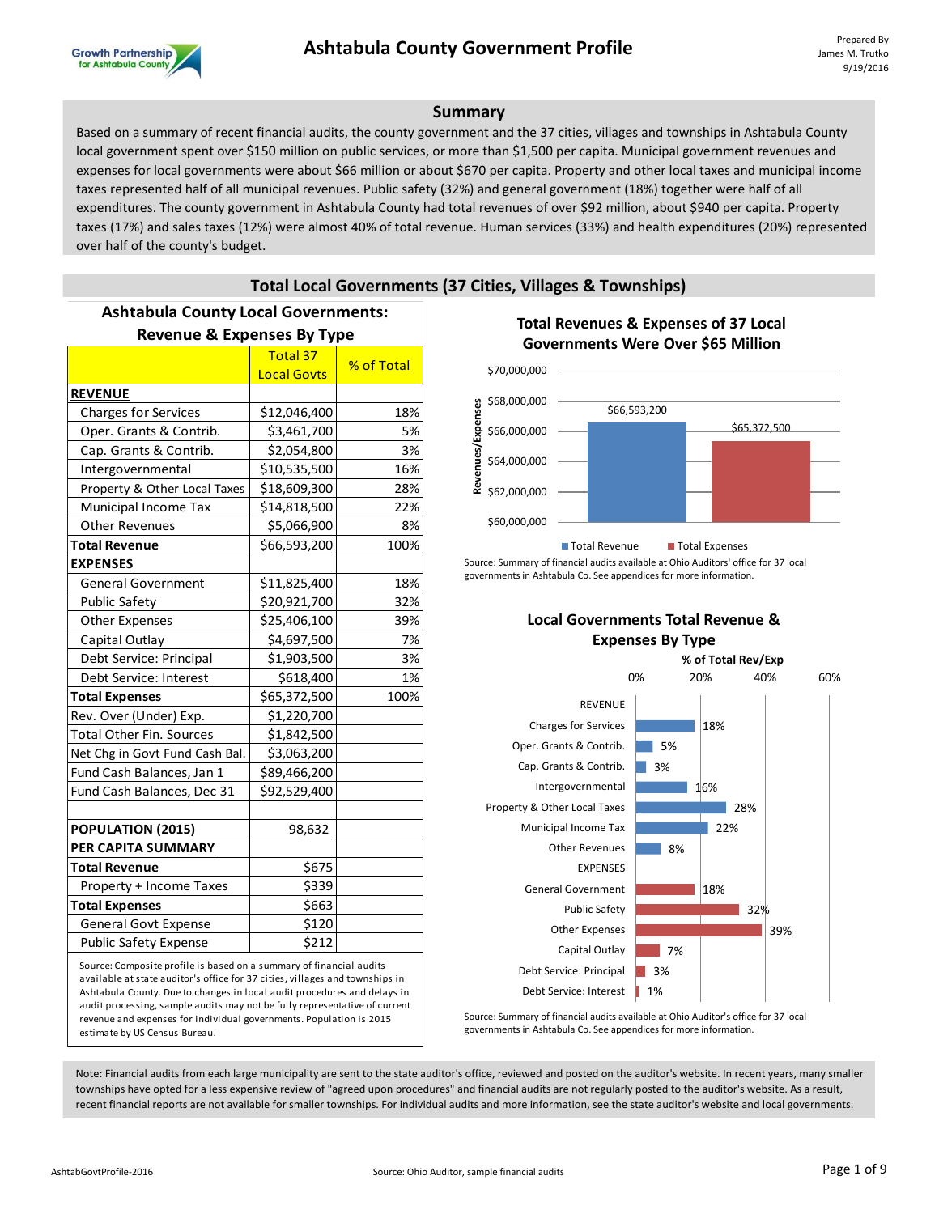# Ashtabula County Government Profile

Prepared By
James M. Trutko
9/19/2016

## Summary

Based on a summary of recent financial audits, the county government and the 37 cities, villages and townships in Ashtabula County local government spent over $150 million on public services, or more than $1,500 per capita. Municipal government revenues and expenses for local governments were about $66 million or about $670 per capita. Property and other local taxes and municipal income taxes represented half of all municipal revenues. Public safety (32%) and general government (18%) together were half of all expenditures. The county government in Ashtabula County had total revenues of over $92 million, about $940 per capita. Property taxes (17%) and sales taxes (12%) were almost 40% of total revenue. Human services (33%) and health expenditures (20%) represented over half of the county's budget.

## Total Local Governments (37 Cities, Villages & Townships)

### Ashtabula County Local Governments: Revenue & Expenses By Type

| | Total 37 Local Govts | % of Total |
|---|---|---|
| **REVENUE** | | |
| Charges for Services | $12,046,400 | 18% |
| Oper. Grants & Contrib. | $3,461,700 | 5% |
| Cap. Grants & Contrib. | $2,054,800 | 3% |
| Intergovernmental | $10,535,500 | 16% |
| Property & Other Local Taxes | $18,609,300 | 28% |
| Municipal Income Tax | $14,818,500 | 22% |
| Other Revenues | $5,066,900 | 8% |
| **Total Revenue** | $66,593,200 | 100% |
| **EXPENSES** | | |
| General Government | $11,825,400 | 18% |
| Public Safety | $20,921,700 | 32% |
| Other Expenses | $25,406,100 | 39% |
| Capital Outlay | $4,697,500 | 7% |
| Debt Service: Principal | $1,903,500 | 3% |
| Debt Service: Interest | $618,400 | 1% |
| **Total Expenses** | $65,372,500 | 100% |
| Rev. Over (Under) Exp. | $1,220,700 | |
| Total Other Fin. Sources | $1,842,500 | |
| Net Chg in Govt Fund Cash Bal. | $3,063,200 | |
| Fund Cash Balances, Jan 1 | $89,466,200 | |
| Fund Cash Balances, Dec 31 | $92,529,400 | |
| | | |
| **POPULATION (2015)** | 98,632 | |
| **PER CAPITA SUMMARY** | | |
| **Total Revenue** | $675 | |
| Property + Income Taxes | $339 | |
| **Total Expenses** | $663 | |
| General Govt Expense | $120 | |
| Public Safety Expense | $212 | |

Source: Composite profile is based on a summary of financial audits available at state auditor's office for 37 cities, villages and townships in Ashtabula County. Due to changes in local audit procedures and delays in audit processing, sample audits may not be fully representative of current revenue and expenses for individual governments. Population is 2015 estimate by US Census Bureau.

### Total Revenues & Expenses of 37 Local Governments Were Over $65 Million

| | Amount |
|---|---|
| Total Revenue | $66,593,200 |
| Total Expenses | $65,372,500 |

Source: Summary of financial audits available at Ohio Auditors' office for 37 local governments in Ashtabula Co. See appendices for more information.

### Local Governments Total Revenue & Expenses By Type

| | % of Total Rev/Exp |
|---|---|
| **REVENUE** | |
| Charges for Services | 18% |
| Oper. Grants & Contrib. | 5% |
| Cap. Grants & Contrib. | 3% |
| Intergovernmental | 16% |
| Property & Other Local Taxes | 28% |
| Municipal Income Tax | 22% |
| Other Revenues | 8% |
| **EXPENSES** | |
| General Government | 18% |
| Public Safety | 32% |
| Other Expenses | 39% |
| Capital Outlay | 7% |
| Debt Service: Principal | 3% |
| Debt Service: Interest | 1% |

Source: Summary of financial audits available at Ohio Auditor's office for 37 local governments in Ashtabula Co. See appendices for more information.

Note: Financial audits from each large municipality are sent to the state auditor's office, reviewed and posted on the auditor's website. In recent years, many smaller townships have opted for a less expensive review of "agreed upon procedures" and financial audits are not regularly posted to the auditor's website. As a result, recent financial reports are not available for smaller townships. For individual audits and more information, see the state auditor's website and local governments.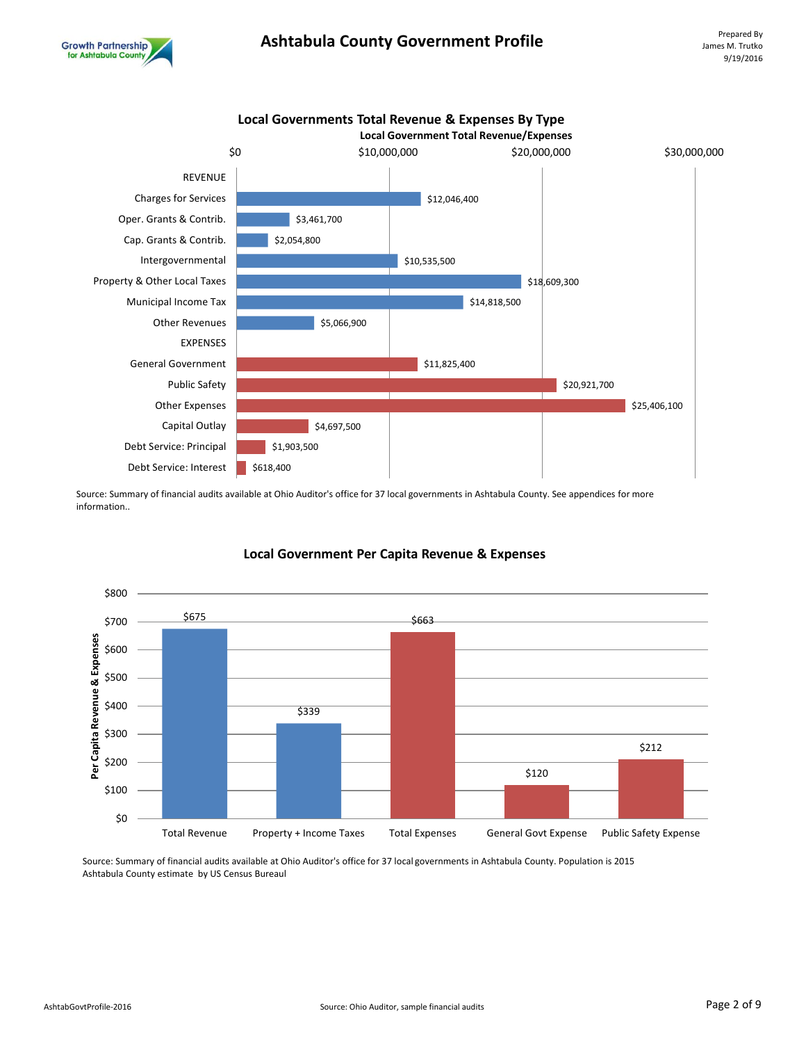## Local Governments Total Revenue & Expenses By Type

**Local Government Total Revenue/Expenses**

| Category | Amount |
|---|---|
| **REVENUE** | |
| Charges for Services | $12,046,400 |
| Oper. Grants & Contrib. | $3,461,700 |
| Cap. Grants & Contrib. | $2,054,800 |
| Intergovernmental | $10,535,500 |
| Property & Other Local Taxes | $18,609,300 |
| Municipal Income Tax | $14,818,500 |
| Other Revenues | $5,066,900 |
| **EXPENSES** | |
| General Government | $11,825,400 |
| Public Safety | $20,921,700 |
| Other Expenses | $25,406,100 |
| Capital Outlay | $4,697,500 |
| Debt Service: Principal | $1,903,500 |
| Debt Service: Interest | $618,400 |

Source: Summary of financial audits available at Ohio Auditor's office for 37 local governments in Ashtabula County. See appendices for more information..

## Local Government Per Capita Revenue & Expenses

| Category | Per Capita Revenue & Expenses |
|---|---|
| Total Revenue | $675 |
| Property + Income Taxes | $339 |
| Total Expenses | $663 |
| General Govt Expense | $120 |
| Public Safety Expense | $212 |

Source: Summary of financial audits available at Ohio Auditor's office for 37 local governments in Ashtabula County. Population is 2015 Ashtabula County estimate by US Census Bureaul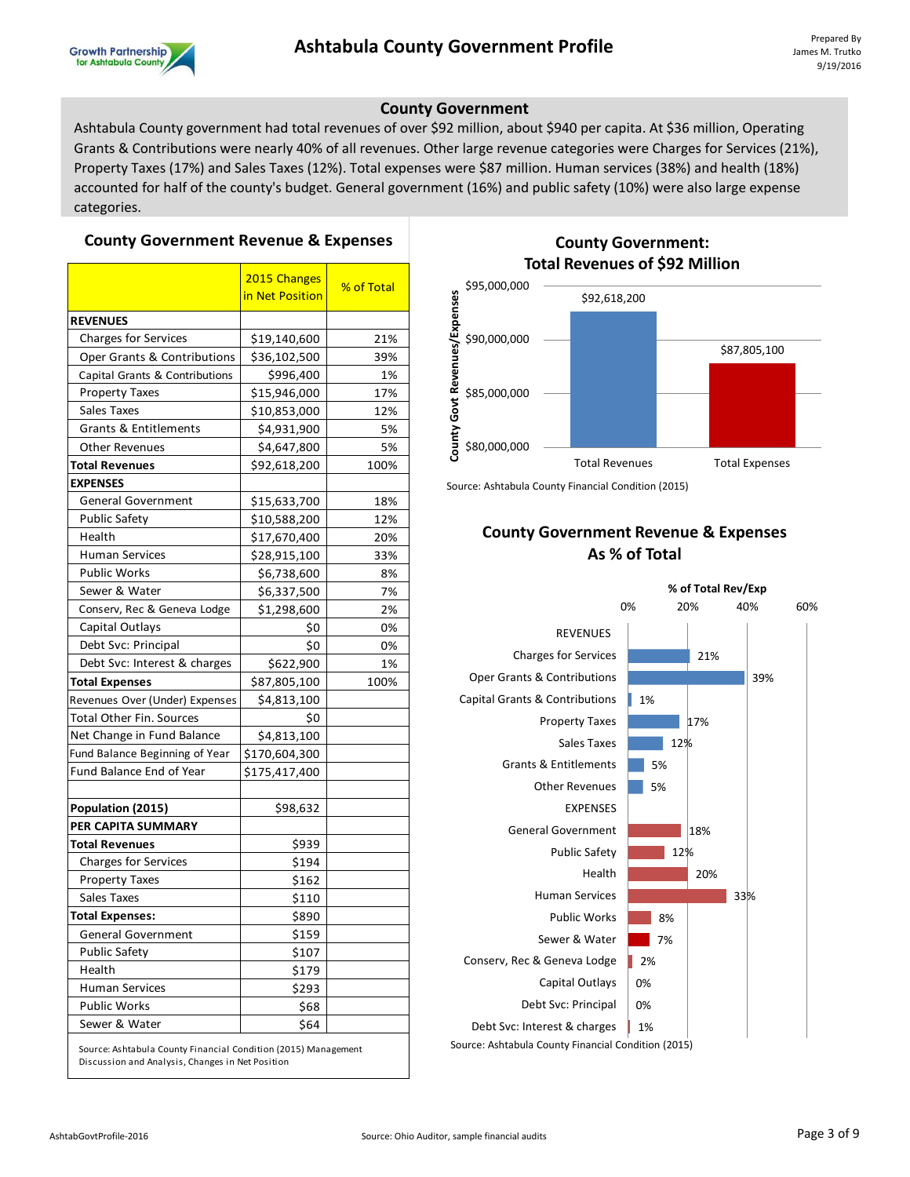## County Government

Ashtabula County government had total revenues of over $92 million, about $940 per capita. At $36 million, Operating Grants & Contributions were nearly 40% of all revenues. Other large revenue categories were Charges for Services (21%), Property Taxes (17%) and Sales Taxes (12%). Total expenses were $87 million. Human services (38%) and health (18%) accounted for half of the county's budget. General government (16%) and public safety (10%) were also large expense categories.

### County Government Revenue & Expenses

| | 2015 Changes in Net Position | % of Total |
|---|---|---|
| **REVENUES** | | |
| Charges for Services | $19,140,600 | 21% |
| Oper Grants & Contributions | $36,102,500 | 39% |
| Capital Grants & Contributions | $996,400 | 1% |
| Property Taxes | $15,946,000 | 17% |
| Sales Taxes | $10,853,000 | 12% |
| Grants & Entitlements | $4,931,900 | 5% |
| Other Revenues | $4,647,800 | 5% |
| **Total Revenues** | $92,618,200 | 100% |
| **EXPENSES** | | |
| General Government | $15,633,700 | 18% |
| Public Safety | $10,588,200 | 12% |
| Health | $17,670,400 | 20% |
| Human Services | $28,915,100 | 33% |
| Public Works | $6,738,600 | 8% |
| Sewer & Water | $6,337,500 | 7% |
| Conserv, Rec & Geneva Lodge | $1,298,600 | 2% |
| Capital Outlays | $0 | 0% |
| Debt Svc: Principal | $0 | 0% |
| Debt Svc: Interest & charges | $622,900 | 1% |
| **Total Expenses** | $87,805,100 | 100% |
| Revenues Over (Under) Expenses | $4,813,100 | |
| Total Other Fin. Sources | $0 | |
| Net Change in Fund Balance | $4,813,100 | |
| Fund Balance Beginning of Year | $170,604,300 | |
| Fund Balance End of Year | $175,417,400 | |
| | | |
| **Population (2015)** | $98,632 | |
| **PER CAPITA SUMMARY** | | |
| **Total Revenues** | $939 | |
| Charges for Services | $194 | |
| Property Taxes | $162 | |
| Sales Taxes | $110 | |
| **Total Expenses:** | $890 | |
| General Government | $159 | |
| Public Safety | $107 | |
| Health | $179 | |
| Human Services | $293 | |
| Public Works | $68 | |
| Sewer & Water | $64 | |

Source: Ashtabula County Financial Condition (2015) Management Discussion and Analysis, Changes in Net Position

### County Government: Total Revenues of $92 Million

| | County Govt Revenues/Expenses |
|---|---|
| Total Revenues | $92,618,200 |
| Total Expenses | $87,805,100 |

Source: Ashtabula County Financial Condition (2015)

### County Government Revenue & Expenses As % of Total

| | % of Total Rev/Exp |
|---|---|
| **REVENUES** | |
| Charges for Services | 21% |
| Oper Grants & Contributions | 39% |
| Capital Grants & Contributions | 1% |
| Property Taxes | 17% |
| Sales Taxes | 12% |
| Grants & Entitlements | 5% |
| Other Revenues | 5% |
| **EXPENSES** | |
| General Government | 18% |
| Public Safety | 12% |
| Health | 20% |
| Human Services | 33% |
| Public Works | 8% |
| Sewer & Water | 7% |
| Conserv, Rec & Geneva Lodge | 2% |
| Capital Outlays | 0% |
| Debt Svc: Principal | 0% |
| Debt Svc: Interest & charges | 1% |

Source: Ashtabula County Financial Condition (2015)

Source: Ohio Auditor, sample financial audits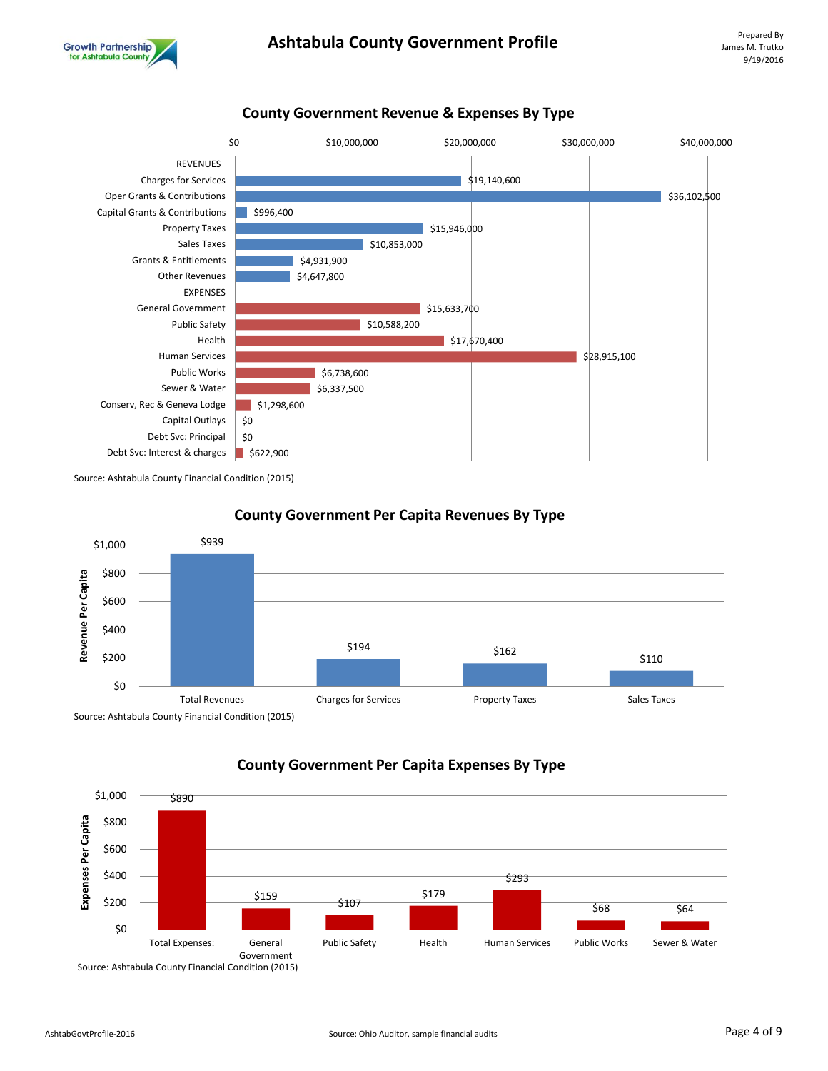## County Government Revenue & Expenses By Type

| Category | Amount |
|---|---|
| **REVENUES** | |
| Charges for Services | $19,140,600 |
| Oper Grants & Contributions | $36,102,500 |
| Capital Grants & Contributions | $996,400 |
| Property Taxes | $15,946,000 |
| Sales Taxes | $10,853,000 |
| Grants & Entitlements | $4,931,900 |
| Other Revenues | $4,647,800 |
| **EXPENSES** | |
| General Government | $15,633,700 |
| Public Safety | $10,588,200 |
| Health | $17,670,400 |
| Human Services | $28,915,100 |
| Public Works | $6,738,600 |
| Sewer & Water | $6,337,500 |
| Conserv, Rec & Geneva Lodge | $1,298,600 |
| Capital Outlays | $0 |
| Debt Svc: Principal | $0 |
| Debt Svc: Interest & charges | $622,900 |

Source: Ashtabula County Financial Condition (2015)

## County Government Per Capita Revenues By Type

| Type | Revenue Per Capita |
|---|---|
| Total Revenues | $939 |
| Charges for Services | $194 |
| Property Taxes | $162 |
| Sales Taxes | $110 |

Source: Ashtabula County Financial Condition (2015)

## County Government Per Capita Expenses By Type

| Type | Expenses Per Capita |
|---|---|
| Total Expenses: | $890 |
| General Government | $159 |
| Public Safety | $107 |
| Health | $179 |
| Human Services | $293 |
| Public Works | $68 |
| Sewer & Water | $64 |

Source: Ashtabula County Financial Condition (2015)

Source: Ohio Auditor, sample financial audits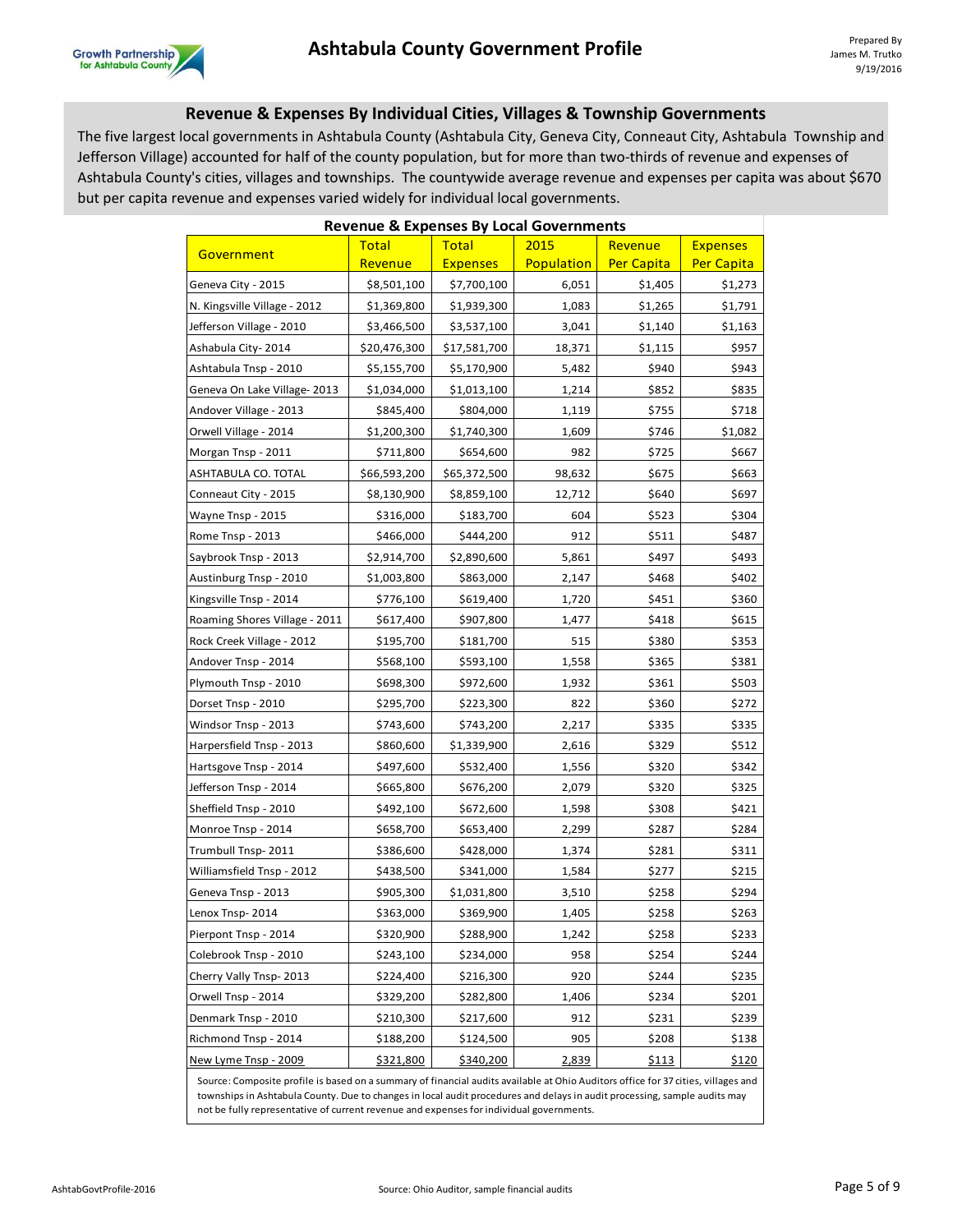## Revenue & Expenses By Individual Cities, Villages & Township Governments

The five largest local governments in Ashtabula County (Ashtabula City, Geneva City, Conneaut City, Ashtabula Township and Jefferson Village) accounted for half of the county population, but for more than two-thirds of revenue and expenses of Ashtabula County's cities, villages and townships. The countywide average revenue and expenses per capita was about $670 but per capita revenue and expenses varied widely for individual local governments.

**Revenue & Expenses By Local Governments**

| Government | Total Revenue | Total Expenses | 2015 Population | Revenue Per Capita | Expenses Per Capita |
|---|---|---|---|---|---|
| Geneva City - 2015 | $8,501,100 | $7,700,100 | 6,051 | $1,405 | $1,273 |
| N. Kingsville Village - 2012 | $1,369,800 | $1,939,300 | 1,083 | $1,265 | $1,791 |
| Jefferson Village - 2010 | $3,466,500 | $3,537,100 | 3,041 | $1,140 | $1,163 |
| Ashabula City- 2014 | $20,476,300 | $17,581,700 | 18,371 | $1,115 | $957 |
| Ashtabula Tnsp - 2010 | $5,155,700 | $5,170,900 | 5,482 | $940 | $943 |
| Geneva On Lake Village- 2013 | $1,034,000 | $1,013,100 | 1,214 | $852 | $835 |
| Andover Village - 2013 | $845,400 | $804,000 | 1,119 | $755 | $718 |
| Orwell Village - 2014 | $1,200,300 | $1,740,300 | 1,609 | $746 | $1,082 |
| Morgan Tnsp - 2011 | $711,800 | $654,600 | 982 | $725 | $667 |
| ASHTABULA CO. TOTAL | $66,593,200 | $65,372,500 | 98,632 | $675 | $663 |
| Conneaut City - 2015 | $8,130,900 | $8,859,100 | 12,712 | $640 | $697 |
| Wayne Tnsp - 2015 | $316,000 | $183,700 | 604 | $523 | $304 |
| Rome Tnsp - 2013 | $466,000 | $444,200 | 912 | $511 | $487 |
| Saybrook Tnsp - 2013 | $2,914,700 | $2,890,600 | 5,861 | $497 | $493 |
| Austinburg Tnsp - 2010 | $1,003,800 | $863,000 | 2,147 | $468 | $402 |
| Kingsville Tnsp - 2014 | $776,100 | $619,400 | 1,720 | $451 | $360 |
| Roaming Shores Village - 2011 | $617,400 | $907,800 | 1,477 | $418 | $615 |
| Rock Creek Village - 2012 | $195,700 | $181,700 | 515 | $380 | $353 |
| Andover Tnsp - 2014 | $568,100 | $593,100 | 1,558 | $365 | $381 |
| Plymouth Tnsp - 2010 | $698,300 | $972,600 | 1,932 | $361 | $503 |
| Dorset Tnsp - 2010 | $295,700 | $223,300 | 822 | $360 | $272 |
| Windsor Tnsp - 2013 | $743,600 | $743,200 | 2,217 | $335 | $335 |
| Harpersfield Tnsp - 2013 | $860,600 | $1,339,900 | 2,616 | $329 | $512 |
| Hartsgove Tnsp - 2014 | $497,600 | $532,400 | 1,556 | $320 | $342 |
| Jefferson Tnsp - 2014 | $665,800 | $676,200 | 2,079 | $320 | $325 |
| Sheffield Tnsp - 2010 | $492,100 | $672,600 | 1,598 | $308 | $421 |
| Monroe Tnsp - 2014 | $658,700 | $653,400 | 2,299 | $287 | $284 |
| Trumbull Tnsp- 2011 | $386,600 | $428,000 | 1,374 | $281 | $311 |
| Williamsfield Tnsp - 2012 | $438,500 | $341,000 | 1,584 | $277 | $215 |
| Geneva Tnsp - 2013 | $905,300 | $1,031,800 | 3,510 | $258 | $294 |
| Lenox Tnsp- 2014 | $363,000 | $369,900 | 1,405 | $258 | $263 |
| Pierpont Tnsp - 2014 | $320,900 | $288,900 | 1,242 | $258 | $233 |
| Colebrook Tnsp - 2010 | $243,100 | $234,000 | 958 | $254 | $244 |
| Cherry Vally Tnsp- 2013 | $224,400 | $216,300 | 920 | $244 | $235 |
| Orwell Tnsp - 2014 | $329,200 | $282,800 | 1,406 | $234 | $201 |
| Denmark Tnsp - 2010 | $210,300 | $217,600 | 912 | $231 | $239 |
| Richmond Tnsp - 2014 | $188,200 | $124,500 | 905 | $208 | $138 |
| New Lyme Tnsp - 2009 | $321,800 | $340,200 | 2,839 | $113 | $120 |

Source: Composite profile is based on a summary of financial audits available at Ohio Auditors office for 37 cities, villages and townships in Ashtabula County. Due to changes in local audit procedures and delays in audit processing, sample audits may not be fully representative of current revenue and expenses for individual governments.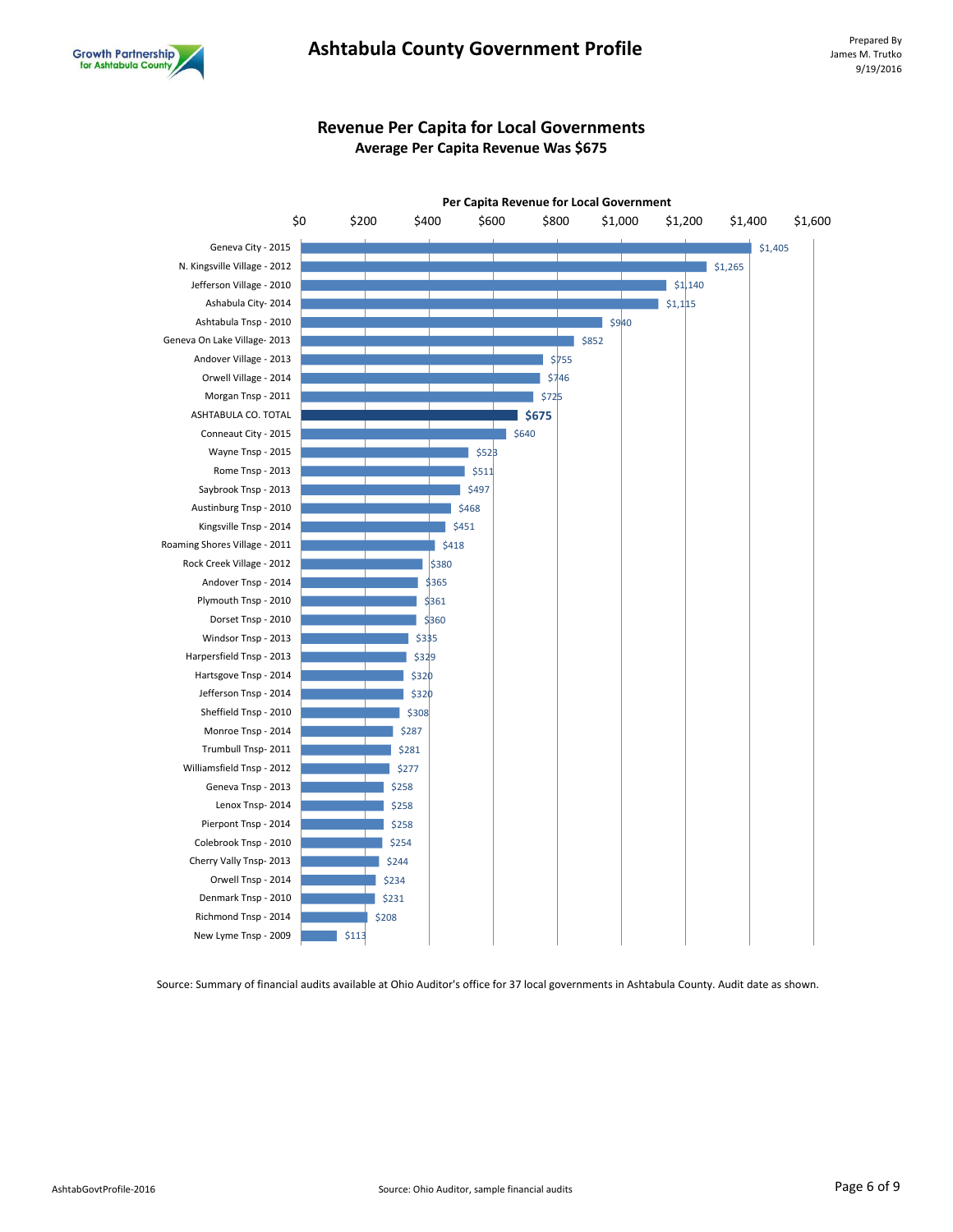## Revenue Per Capita for Local Governments

**Average Per Capita Revenue Was $675**

**Per Capita Revenue for Local Government**

| Local Government | Per Capita Revenue |
|---|---|
| Geneva City - 2015 | $1,405 |
| N. Kingsville Village - 2012 | $1,265 |
| Jefferson Village - 2010 | $1,140 |
| Ashabula City- 2014 | $1,115 |
| Ashtabula Tnsp - 2010 | $940 |
| Geneva On Lake Village- 2013 | $852 |
| Andover Village - 2013 | $755 |
| Orwell Village - 2014 | $746 |
| Morgan Tnsp - 2011 | $725 |
| **ASHTABULA CO. TOTAL** | **$675** |
| Conneaut City - 2015 | $640 |
| Wayne Tnsp - 2015 | $523 |
| Rome Tnsp - 2013 | $511 |
| Saybrook Tnsp - 2013 | $497 |
| Austinburg Tnsp - 2010 | $468 |
| Kingsville Tnsp - 2014 | $451 |
| Roaming Shores Village - 2011 | $418 |
| Rock Creek Village - 2012 | $380 |
| Andover Tnsp - 2014 | $365 |
| Plymouth Tnsp - 2010 | $361 |
| Dorset Tnsp - 2010 | $360 |
| Windsor Tnsp - 2013 | $335 |
| Harpersfield Tnsp - 2013 | $329 |
| Hartsgove Tnsp - 2014 | $320 |
| Jefferson Tnsp - 2014 | $320 |
| Sheffield Tnsp - 2010 | $308 |
| Monroe Tnsp - 2014 | $287 |
| Trumbull Tnsp- 2011 | $281 |
| Williamsfield Tnsp - 2012 | $277 |
| Geneva Tnsp - 2013 | $258 |
| Lenox Tnsp- 2014 | $258 |
| Pierpont Tnsp - 2014 | $258 |
| Colebrook Tnsp - 2010 | $254 |
| Cherry Vally Tnsp- 2013 | $244 |
| Orwell Tnsp - 2014 | $234 |
| Denmark Tnsp - 2010 | $231 |
| Richmond Tnsp - 2014 | $208 |
| New Lyme Tnsp - 2009 | $113 |

Source: Summary of financial audits available at Ohio Auditor's office for 37 local governments in Ashtabula County. Audit date as shown.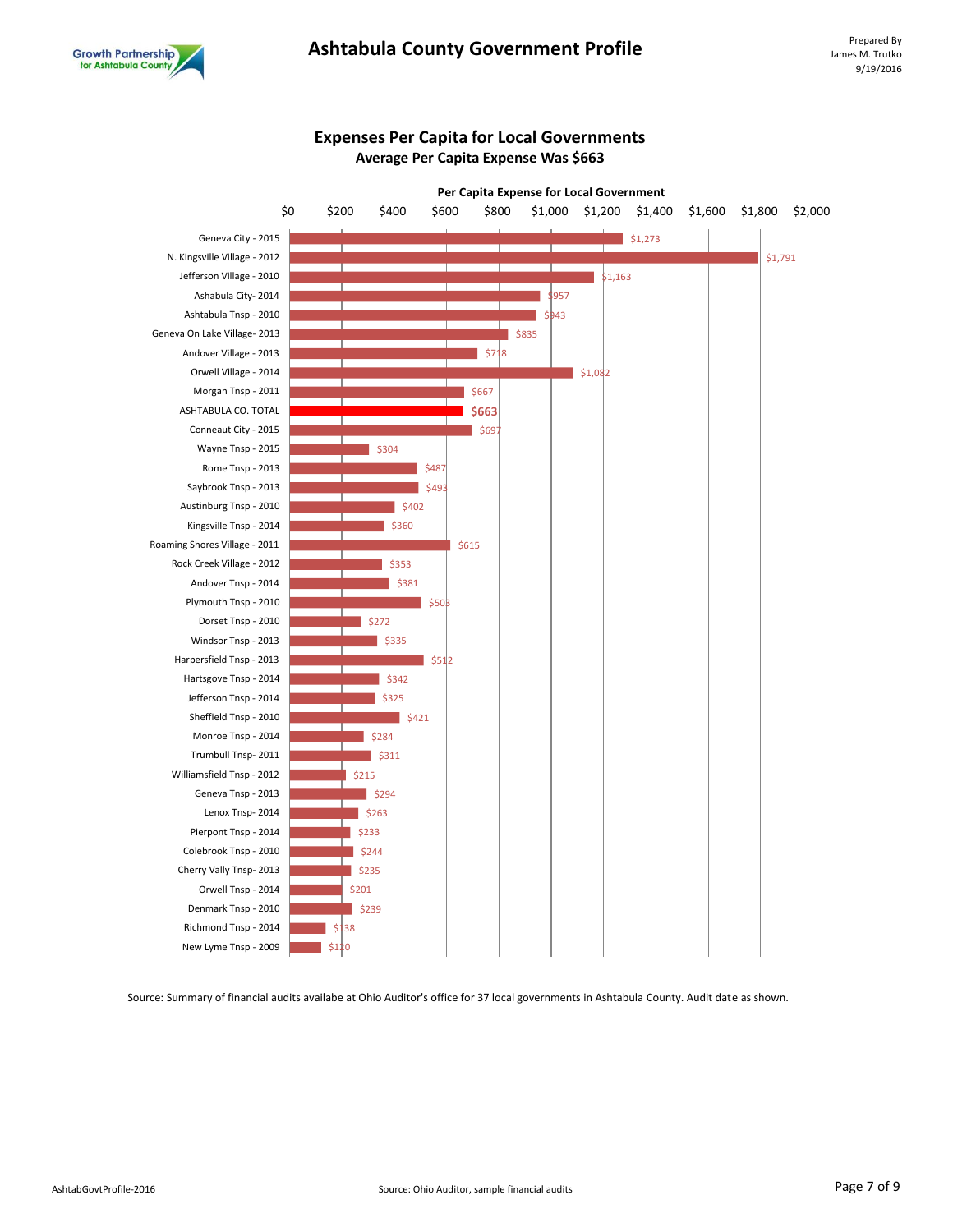## Expenses Per Capita for Local Governments

### Average Per Capita Expense Was $663

Per Capita Expense for Local Government

| Local Government | Per Capita Expense |
|---|---|
| Geneva City - 2015 | $1,273 |
| N. Kingsville Village - 2012 | $1,791 |
| Jefferson Village - 2010 | $1,163 |
| Ashabula City- 2014 | $957 |
| Ashtabula Tnsp - 2010 | $943 |
| Geneva On Lake Village- 2013 | $835 |
| Andover Village - 2013 | $718 |
| Orwell Village - 2014 | $1,082 |
| Morgan Tnsp - 2011 | $667 |
| **ASHTABULA CO. TOTAL** | **$663** |
| Conneaut City - 2015 | $697 |
| Wayne Tnsp - 2015 | $304 |
| Rome Tnsp - 2013 | $487 |
| Saybrook Tnsp - 2013 | $493 |
| Austinburg Tnsp - 2010 | $402 |
| Kingsville Tnsp - 2014 | $360 |
| Roaming Shores Village - 2011 | $615 |
| Rock Creek Village - 2012 | $353 |
| Andover Tnsp - 2014 | $381 |
| Plymouth Tnsp - 2010 | $503 |
| Dorset Tnsp - 2010 | $272 |
| Windsor Tnsp - 2013 | $335 |
| Harpersfield Tnsp - 2013 | $512 |
| Hartsgove Tnsp - 2014 | $342 |
| Jefferson Tnsp - 2014 | $325 |
| Sheffield Tnsp - 2010 | $421 |
| Monroe Tnsp - 2014 | $284 |
| Trumbull Tnsp- 2011 | $311 |
| Williamsfield Tnsp - 2012 | $215 |
| Geneva Tnsp - 2013 | $294 |
| Lenox Tnsp- 2014 | $263 |
| Pierpont Tnsp - 2014 | $233 |
| Colebrook Tnsp - 2010 | $244 |
| Cherry Vally Tnsp- 2013 | $235 |
| Orwell Tnsp - 2014 | $201 |
| Denmark Tnsp - 2010 | $239 |
| Richmond Tnsp - 2014 | $138 |
| New Lyme Tnsp - 2009 | $120 |

Source: Summary of financial audits availabe at Ohio Auditor's office for 37 local governments in Ashtabula County. Audit date as shown.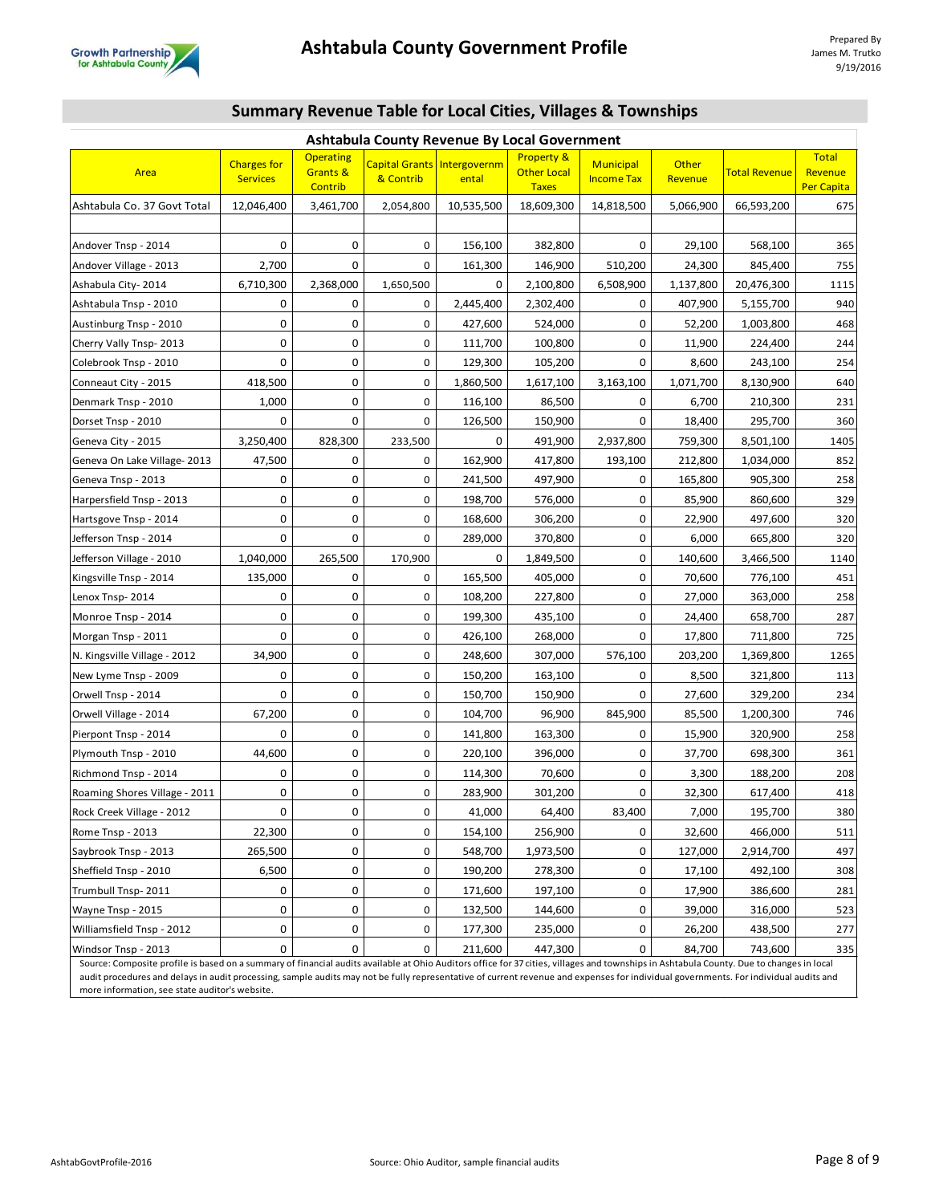# Ashtabula County Government Profile

## Summary Revenue Table for Local Cities, Villages & Townships

| Ashtabula County Revenue By Local Government | | | | | | | | | |
|---|---|---|---|---|---|---|---|---|---|
| Area | Charges for Services | Operating Grants & Contrib | Capital Grants & Contrib | Intergovernmental | Property & Other Local Taxes | Municipal Income Tax | Other Revenue | Total Revenue | Total Revenue Per Capita |
| Ashtabula Co. 37 Govt Total | 12,046,400 | 3,461,700 | 2,054,800 | 10,535,500 | 18,609,300 | 14,818,500 | 5,066,900 | 66,593,200 | 675 |
| | | | | | | | | | |
| Andover Tnsp - 2014 | 0 | 0 | 0 | 156,100 | 382,800 | 0 | 29,100 | 568,100 | 365 |
| Andover Village - 2013 | 2,700 | 0 | 0 | 161,300 | 146,900 | 510,200 | 24,300 | 845,400 | 755 |
| Ashabula City- 2014 | 6,710,300 | 2,368,000 | 1,650,500 | 0 | 2,100,800 | 6,508,900 | 1,137,800 | 20,476,300 | 1115 |
| Ashtabula Tnsp - 2010 | 0 | 0 | 0 | 2,445,400 | 2,302,400 | 0 | 407,900 | 5,155,700 | 940 |
| Austinburg Tnsp - 2010 | 0 | 0 | 0 | 427,600 | 524,000 | 0 | 52,200 | 1,003,800 | 468 |
| Cherry Vally Tnsp- 2013 | 0 | 0 | 0 | 111,700 | 100,800 | 0 | 11,900 | 224,400 | 244 |
| Colebrook Tnsp - 2010 | 0 | 0 | 0 | 129,300 | 105,200 | 0 | 8,600 | 243,100 | 254 |
| Conneaut City - 2015 | 418,500 | 0 | 0 | 1,860,500 | 1,617,100 | 3,163,100 | 1,071,700 | 8,130,900 | 640 |
| Denmark Tnsp - 2010 | 1,000 | 0 | 0 | 116,100 | 86,500 | 0 | 6,700 | 210,300 | 231 |
| Dorset Tnsp - 2010 | 0 | 0 | 0 | 126,500 | 150,900 | 0 | 18,400 | 295,700 | 360 |
| Geneva City - 2015 | 3,250,400 | 828,300 | 233,500 | 0 | 491,900 | 2,937,800 | 759,300 | 8,501,100 | 1405 |
| Geneva On Lake Village- 2013 | 47,500 | 0 | 0 | 162,900 | 417,800 | 193,100 | 212,800 | 1,034,000 | 852 |
| Geneva Tnsp - 2013 | 0 | 0 | 0 | 241,500 | 497,900 | 0 | 165,800 | 905,300 | 258 |
| Harpersfield Tnsp - 2013 | 0 | 0 | 0 | 198,700 | 576,000 | 0 | 85,900 | 860,600 | 329 |
| Hartsgove Tnsp - 2014 | 0 | 0 | 0 | 168,600 | 306,200 | 0 | 22,900 | 497,600 | 320 |
| Jefferson Tnsp - 2014 | 0 | 0 | 0 | 289,000 | 370,800 | 0 | 6,000 | 665,800 | 320 |
| Jefferson Village - 2010 | 1,040,000 | 265,500 | 170,900 | 0 | 1,849,500 | 0 | 140,600 | 3,466,500 | 1140 |
| Kingsville Tnsp - 2014 | 135,000 | 0 | 0 | 165,500 | 405,000 | 0 | 70,600 | 776,100 | 451 |
| Lenox Tnsp- 2014 | 0 | 0 | 0 | 108,200 | 227,800 | 0 | 27,000 | 363,000 | 258 |
| Monroe Tnsp - 2014 | 0 | 0 | 0 | 199,300 | 435,100 | 0 | 24,400 | 658,700 | 287 |
| Morgan Tnsp - 2011 | 0 | 0 | 0 | 426,100 | 268,000 | 0 | 17,800 | 711,800 | 725 |
| N. Kingsville Village - 2012 | 34,900 | 0 | 0 | 248,600 | 307,000 | 576,100 | 203,200 | 1,369,800 | 1265 |
| New Lyme Tnsp - 2009 | 0 | 0 | 0 | 150,200 | 163,100 | 0 | 8,500 | 321,800 | 113 |
| Orwell Tnsp - 2014 | 0 | 0 | 0 | 150,700 | 150,900 | 0 | 27,600 | 329,200 | 234 |
| Orwell Village - 2014 | 67,200 | 0 | 0 | 104,700 | 96,900 | 845,900 | 85,500 | 1,200,300 | 746 |
| Pierpont Tnsp - 2014 | 0 | 0 | 0 | 141,800 | 163,300 | 0 | 15,900 | 320,900 | 258 |
| Plymouth Tnsp - 2010 | 44,600 | 0 | 0 | 220,100 | 396,000 | 0 | 37,700 | 698,300 | 361 |
| Richmond Tnsp - 2014 | 0 | 0 | 0 | 114,300 | 70,600 | 0 | 3,300 | 188,200 | 208 |
| Roaming Shores Village - 2011 | 0 | 0 | 0 | 283,900 | 301,200 | 0 | 32,300 | 617,400 | 418 |
| Rock Creek Village - 2012 | 0 | 0 | 0 | 41,000 | 64,400 | 83,400 | 7,000 | 195,700 | 380 |
| Rome Tnsp - 2013 | 22,300 | 0 | 0 | 154,100 | 256,900 | 0 | 32,600 | 466,000 | 511 |
| Saybrook Tnsp - 2013 | 265,500 | 0 | 0 | 548,700 | 1,973,500 | 0 | 127,000 | 2,914,700 | 497 |
| Sheffield Tnsp - 2010 | 6,500 | 0 | 0 | 190,200 | 278,300 | 0 | 17,100 | 492,100 | 308 |
| Trumbull Tnsp- 2011 | 0 | 0 | 0 | 171,600 | 197,100 | 0 | 17,900 | 386,600 | 281 |
| Wayne Tnsp - 2015 | 0 | 0 | 0 | 132,500 | 144,600 | 0 | 39,000 | 316,000 | 523 |
| Williamsfield Tnsp - 2012 | 0 | 0 | 0 | 177,300 | 235,000 | 0 | 26,200 | 438,500 | 277 |
| Windsor Tnsp - 2013 | 0 | 0 | 0 | 211,600 | 447,300 | 0 | 84,700 | 743,600 | 335 |

Source: Composite profile is based on a summary of financial audits available at Ohio Auditors office for 37 cities, villages and townships in Ashtabula County. Due to changes in local audit procedures and delays in audit processing, sample audits may not be fully representative of current revenue and expenses for individual governments. For individual audits and more information, see state auditor's website.

Source: Ohio Auditor, sample financial audits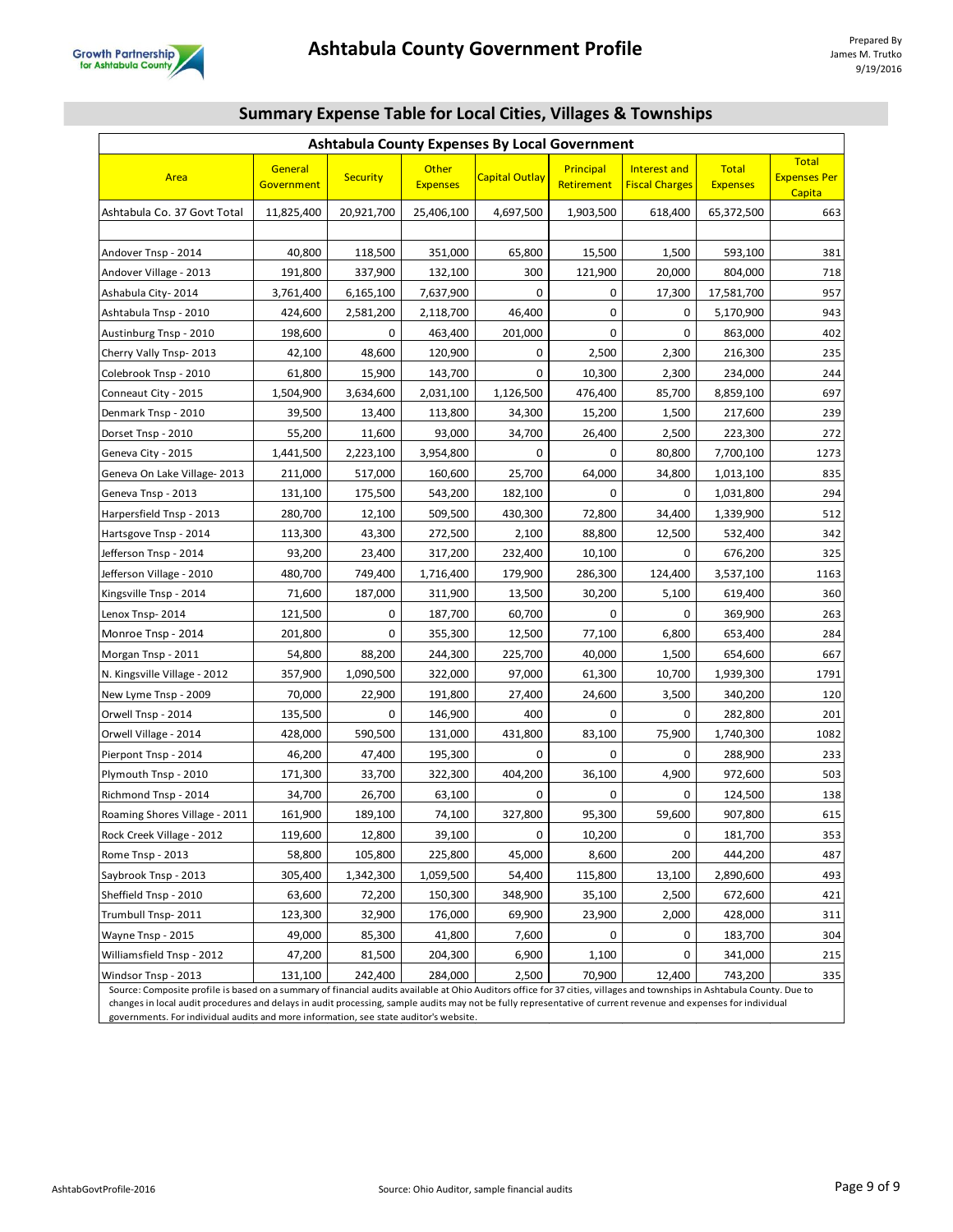# Ashtabula County Government Profile

Prepared By
James M. Trutko
9/19/2016

## Summary Expense Table for Local Cities, Villages & Townships

| Ashtabula County Expenses By Local Government | | | | | | | | |
|---|---|---|---|---|---|---|---|---|
| Area | General Government | Security | Other Expenses | Capital Outlay | Principal Retirement | Interest and Fiscal Charges | Total Expenses | Total Expenses Per Capita |
| Ashtabula Co. 37 Govt Total | 11,825,400 | 20,921,700 | 25,406,100 | 4,697,500 | 1,903,500 | 618,400 | 65,372,500 | 663 |
| | | | | | | | | |
| Andover Tnsp - 2014 | 40,800 | 118,500 | 351,000 | 65,800 | 15,500 | 1,500 | 593,100 | 381 |
| Andover Village - 2013 | 191,800 | 337,900 | 132,100 | 300 | 121,900 | 20,000 | 804,000 | 718 |
| Ashabula City- 2014 | 3,761,400 | 6,165,100 | 7,637,900 | 0 | 0 | 17,300 | 17,581,700 | 957 |
| Ashtabula Tnsp - 2010 | 424,600 | 2,581,200 | 2,118,700 | 46,400 | 0 | 0 | 5,170,900 | 943 |
| Austinburg Tnsp - 2010 | 198,600 | 0 | 463,400 | 201,000 | 0 | 0 | 863,000 | 402 |
| Cherry Vally Tnsp- 2013 | 42,100 | 48,600 | 120,900 | 0 | 2,500 | 2,300 | 216,300 | 235 |
| Colebrook Tnsp - 2010 | 61,800 | 15,900 | 143,700 | 0 | 10,300 | 2,300 | 234,000 | 244 |
| Conneaut City - 2015 | 1,504,900 | 3,634,600 | 2,031,100 | 1,126,500 | 476,400 | 85,700 | 8,859,100 | 697 |
| Denmark Tnsp - 2010 | 39,500 | 13,400 | 113,800 | 34,300 | 15,200 | 1,500 | 217,600 | 239 |
| Dorset Tnsp - 2010 | 55,200 | 11,600 | 93,000 | 34,700 | 26,400 | 2,500 | 223,300 | 272 |
| Geneva City - 2015 | 1,441,500 | 2,223,100 | 3,954,800 | 0 | 0 | 80,800 | 7,700,100 | 1273 |
| Geneva On Lake Village- 2013 | 211,000 | 517,000 | 160,600 | 25,700 | 64,000 | 34,800 | 1,013,100 | 835 |
| Geneva Tnsp - 2013 | 131,100 | 175,500 | 543,200 | 182,100 | 0 | 0 | 1,031,800 | 294 |
| Harpersfield Tnsp - 2013 | 280,700 | 12,100 | 509,500 | 430,300 | 72,800 | 34,400 | 1,339,900 | 512 |
| Hartsgove Tnsp - 2014 | 113,300 | 43,300 | 272,500 | 2,100 | 88,800 | 12,500 | 532,400 | 342 |
| Jefferson Tnsp - 2014 | 93,200 | 23,400 | 317,200 | 232,400 | 10,100 | 0 | 676,200 | 325 |
| Jefferson Village - 2010 | 480,700 | 749,400 | 1,716,400 | 179,900 | 286,300 | 124,400 | 3,537,100 | 1163 |
| Kingsville Tnsp - 2014 | 71,600 | 187,000 | 311,900 | 13,500 | 30,200 | 5,100 | 619,400 | 360 |
| Lenox Tnsp- 2014 | 121,500 | 0 | 187,700 | 60,700 | 0 | 0 | 369,900 | 263 |
| Monroe Tnsp - 2014 | 201,800 | 0 | 355,300 | 12,500 | 77,100 | 6,800 | 653,400 | 284 |
| Morgan Tnsp - 2011 | 54,800 | 88,200 | 244,300 | 225,700 | 40,000 | 1,500 | 654,600 | 667 |
| N. Kingsville Village - 2012 | 357,900 | 1,090,500 | 322,000 | 97,000 | 61,300 | 10,700 | 1,939,300 | 1791 |
| New Lyme Tnsp - 2009 | 70,000 | 22,900 | 191,800 | 27,400 | 24,600 | 3,500 | 340,200 | 120 |
| Orwell Tnsp - 2014 | 135,500 | 0 | 146,900 | 400 | 0 | 0 | 282,800 | 201 |
| Orwell Village - 2014 | 428,000 | 590,500 | 131,000 | 431,800 | 83,100 | 75,900 | 1,740,300 | 1082 |
| Pierpont Tnsp - 2014 | 46,200 | 47,400 | 195,300 | 0 | 0 | 0 | 288,900 | 233 |
| Plymouth Tnsp - 2010 | 171,300 | 33,700 | 322,300 | 404,200 | 36,100 | 4,900 | 972,600 | 503 |
| Richmond Tnsp - 2014 | 34,700 | 26,700 | 63,100 | 0 | 0 | 0 | 124,500 | 138 |
| Roaming Shores Village - 2011 | 161,900 | 189,100 | 74,100 | 327,800 | 95,300 | 59,600 | 907,800 | 615 |
| Rock Creek Village - 2012 | 119,600 | 12,800 | 39,100 | 0 | 10,200 | 0 | 181,700 | 353 |
| Rome Tnsp - 2013 | 58,800 | 105,800 | 225,800 | 45,000 | 8,600 | 200 | 444,200 | 487 |
| Saybrook Tnsp - 2013 | 305,400 | 1,342,300 | 1,059,500 | 54,400 | 115,800 | 13,100 | 2,890,600 | 493 |
| Sheffield Tnsp - 2010 | 63,600 | 72,200 | 150,300 | 348,900 | 35,100 | 2,500 | 672,600 | 421 |
| Trumbull Tnsp- 2011 | 123,300 | 32,900 | 176,000 | 69,900 | 23,900 | 2,000 | 428,000 | 311 |
| Wayne Tnsp - 2015 | 49,000 | 85,300 | 41,800 | 7,600 | 0 | 0 | 183,700 | 304 |
| Williamsfield Tnsp - 2012 | 47,200 | 81,500 | 204,300 | 6,900 | 1,100 | 0 | 341,000 | 215 |
| Windsor Tnsp - 2013 | 131,100 | 242,400 | 284,000 | 2,500 | 70,900 | 12,400 | 743,200 | 335 |

Source: Composite profile is based on a summary of financial audits available at Ohio Auditors office for 37 cities, villages and townships in Ashtabula County. Due to changes in local audit procedures and delays in audit processing, sample audits may not be fully representative of current revenue and expenses for individual governments. For individual audits and more information, see state auditor's website.

Source: Ohio Auditor, sample financial audits